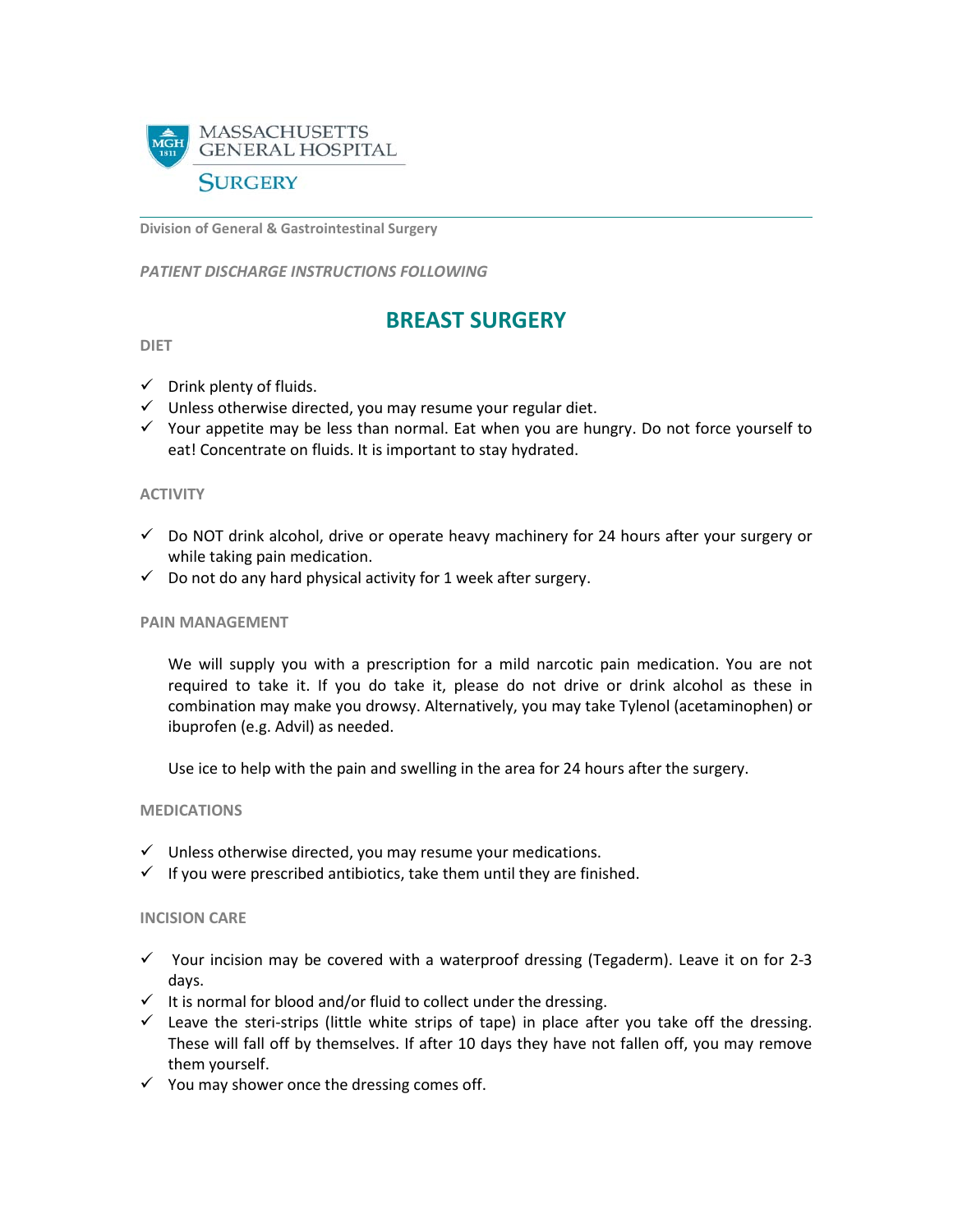MASSACHUSETTS GENERAL HOSPITAL

SURGERY

**Division of General & Gastrointestinal Surgery**

***PATIENT DISCHARGE INSTRUCTIONS FOLLOWING***

# BREAST SURGERY

**DIET**

- ✓ Drink plenty of fluids.
- ✓ Unless otherwise directed, you may resume your regular diet.
- ✓ Your appetite may be less than normal. Eat when you are hungry. Do not force yourself to eat! Concentrate on fluids. It is important to stay hydrated.

**ACTIVITY**

- ✓ Do NOT drink alcohol, drive or operate heavy machinery for 24 hours after your surgery or while taking pain medication.
- ✓ Do not do any hard physical activity for 1 week after surgery.

**PAIN MANAGEMENT**

We will supply you with a prescription for a mild narcotic pain medication. You are not required to take it. If you do take it, please do not drive or drink alcohol as these in combination may make you drowsy. Alternatively, you may take Tylenol (acetaminophen) or ibuprofen (e.g. Advil) as needed.

Use ice to help with the pain and swelling in the area for 24 hours after the surgery.

**MEDICATIONS**

- ✓ Unless otherwise directed, you may resume your medications.
- ✓ If you were prescribed antibiotics, take them until they are finished.

**INCISION CARE**

- ✓ Your incision may be covered with a waterproof dressing (Tegaderm). Leave it on for 2-3 days.
- ✓ It is normal for blood and/or fluid to collect under the dressing.
- ✓ Leave the steri-strips (little white strips of tape) in place after you take off the dressing. These will fall off by themselves. If after 10 days they have not fallen off, you may remove them yourself.
- ✓ You may shower once the dressing comes off.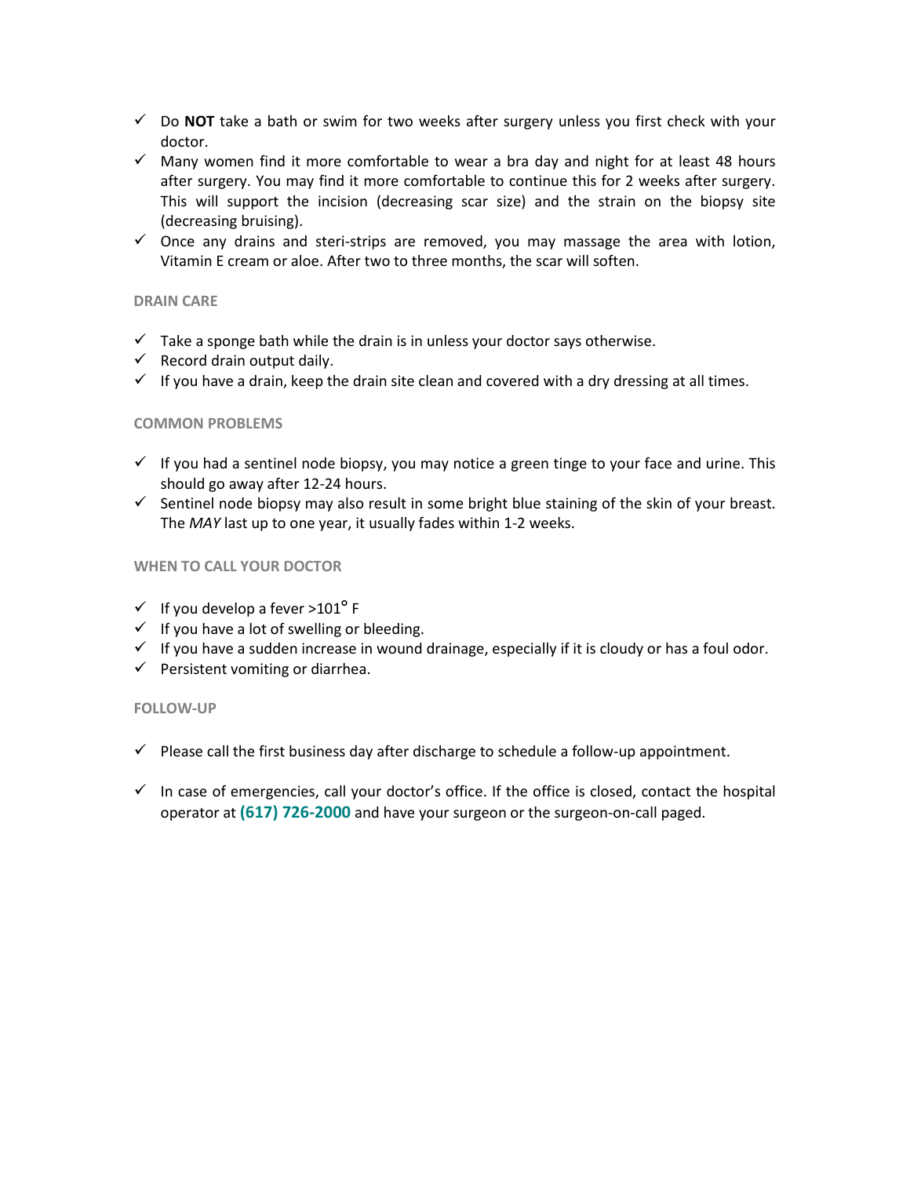- ✓ Do **NOT** take a bath or swim for two weeks after surgery unless you first check with your doctor.
- ✓ Many women find it more comfortable to wear a bra day and night for at least 48 hours after surgery. You may find it more comfortable to continue this for 2 weeks after surgery. This will support the incision (decreasing scar size) and the strain on the biopsy site (decreasing bruising).
- ✓ Once any drains and steri-strips are removed, you may massage the area with lotion, Vitamin E cream or aloe. After two to three months, the scar will soften.

### DRAIN CARE

- ✓ Take a sponge bath while the drain is in unless your doctor says otherwise.
- ✓ Record drain output daily.
- ✓ If you have a drain, keep the drain site clean and covered with a dry dressing at all times.

### COMMON PROBLEMS

- ✓ If you had a sentinel node biopsy, you may notice a green tinge to your face and urine. This should go away after 12-24 hours.
- ✓ Sentinel node biopsy may also result in some bright blue staining of the skin of your breast. The *MAY* last up to one year, it usually fades within 1-2 weeks.

### WHEN TO CALL YOUR DOCTOR

- ✓ If you develop a fever >101° F
- ✓ If you have a lot of swelling or bleeding.
- ✓ If you have a sudden increase in wound drainage, especially if it is cloudy or has a foul odor.
- ✓ Persistent vomiting or diarrhea.

### FOLLOW-UP

- ✓ Please call the first business day after discharge to schedule a follow-up appointment.

- ✓ In case of emergencies, call your doctor's office. If the office is closed, contact the hospital operator at **(617) 726-2000** and have your surgeon or the surgeon-on-call paged.